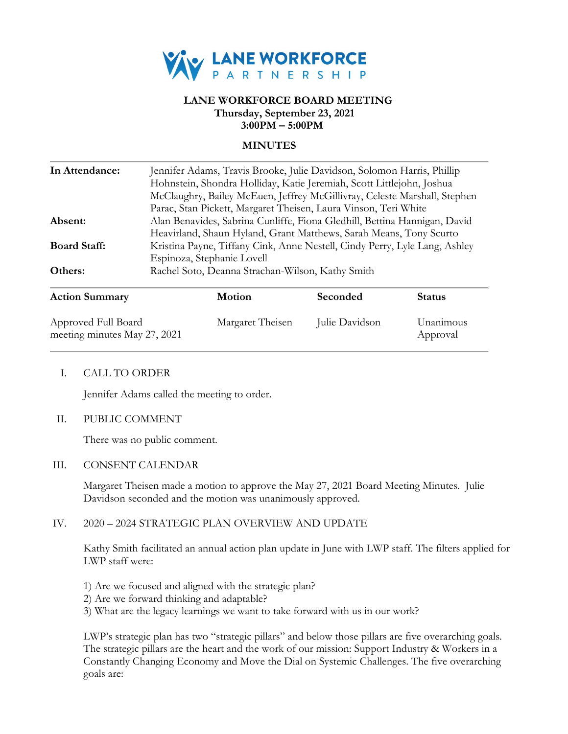# LANE WORKFORCE PARTNERSHIP

**LANE WORKFORCE BOARD MEETING**
**Thursday, September 23, 2021**
**3:00PM – 5:00PM**

**MINUTES**

| | |
|---|---|
| **In Attendance:** | Jennifer Adams, Travis Brooke, Julie Davidson, Solomon Harris, Phillip Hohnstein, Shondra Holliday, Katie Jeremiah, Scott Littlejohn, Joshua McClaughry, Bailey McEuen, Jeffrey McGillivray, Celeste Marshall, Stephen Parac, Stan Pickett, Margaret Theisen, Laura Vinson, Teri White |
| **Absent:** | Alan Benavides, Sabrina Cunliffe, Fiona Gledhill, Bettina Hannigan, David Heavirland, Shaun Hyland, Grant Matthews, Sarah Means, Tony Scurto |
| **Board Staff:** | Kristina Payne, Tiffany Cink, Anne Nestell, Cindy Perry, Lyle Lang, Ashley Espinoza, Stephanie Lovell |
| **Others:** | Rachel Soto, Deanna Strachan-Wilson, Kathy Smith |

| Action Summary | Motion | Seconded | Status |
|---|---|---|---|
| Approved Full Board meeting minutes May 27, 2021 | Margaret Theisen | Julie Davidson | Unanimous Approval |

I. CALL TO ORDER

Jennifer Adams called the meeting to order.

II. PUBLIC COMMENT

There was no public comment.

III. CONSENT CALENDAR

Margaret Theisen made a motion to approve the May 27, 2021 Board Meeting Minutes. Julie Davidson seconded and the motion was unanimously approved.

IV. 2020 – 2024 STRATEGIC PLAN OVERVIEW AND UPDATE

Kathy Smith facilitated an annual action plan update in June with LWP staff. The filters applied for LWP staff were:

1) Are we focused and aligned with the strategic plan?
2) Are we forward thinking and adaptable?
3) What are the legacy learnings we want to take forward with us in our work?

LWP's strategic plan has two "strategic pillars" and below those pillars are five overarching goals. The strategic pillars are the heart and the work of our mission: Support Industry & Workers in a Constantly Changing Economy and Move the Dial on Systemic Challenges. The five overarching goals are: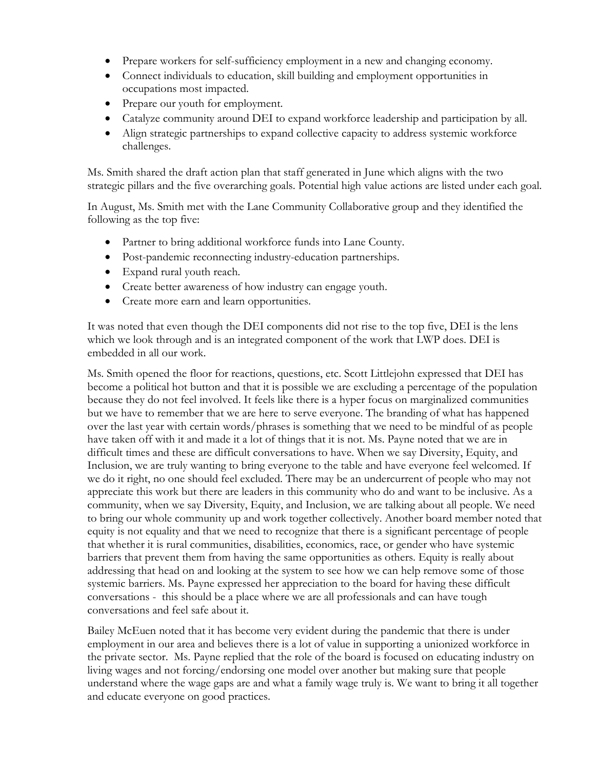- Prepare workers for self-sufficiency employment in a new and changing economy.
- Connect individuals to education, skill building and employment opportunities in occupations most impacted.
- Prepare our youth for employment.
- Catalyze community around DEI to expand workforce leadership and participation by all.
- Align strategic partnerships to expand collective capacity to address systemic workforce challenges.

Ms. Smith shared the draft action plan that staff generated in June which aligns with the two strategic pillars and the five overarching goals. Potential high value actions are listed under each goal.

In August, Ms. Smith met with the Lane Community Collaborative group and they identified the following as the top five:

- Partner to bring additional workforce funds into Lane County.
- Post-pandemic reconnecting industry-education partnerships.
- Expand rural youth reach.
- Create better awareness of how industry can engage youth.
- Create more earn and learn opportunities.

It was noted that even though the DEI components did not rise to the top five, DEI is the lens which we look through and is an integrated component of the work that LWP does. DEI is embedded in all our work.

Ms. Smith opened the floor for reactions, questions, etc. Scott Littlejohn expressed that DEI has become a political hot button and that it is possible we are excluding a percentage of the population because they do not feel involved. It feels like there is a hyper focus on marginalized communities but we have to remember that we are here to serve everyone. The branding of what has happened over the last year with certain words/phrases is something that we need to be mindful of as people have taken off with it and made it a lot of things that it is not. Ms. Payne noted that we are in difficult times and these are difficult conversations to have. When we say Diversity, Equity, and Inclusion, we are truly wanting to bring everyone to the table and have everyone feel welcomed. If we do it right, no one should feel excluded. There may be an undercurrent of people who may not appreciate this work but there are leaders in this community who do and want to be inclusive. As a community, when we say Diversity, Equity, and Inclusion, we are talking about all people. We need to bring our whole community up and work together collectively. Another board member noted that equity is not equality and that we need to recognize that there is a significant percentage of people that whether it is rural communities, disabilities, economics, race, or gender who have systemic barriers that prevent them from having the same opportunities as others. Equity is really about addressing that head on and looking at the system to see how we can help remove some of those systemic barriers. Ms. Payne expressed her appreciation to the board for having these difficult conversations - this should be a place where we are all professionals and can have tough conversations and feel safe about it.

Bailey McEuen noted that it has become very evident during the pandemic that there is under employment in our area and believes there is a lot of value in supporting a unionized workforce in the private sector. Ms. Payne replied that the role of the board is focused on educating industry on living wages and not forcing/endorsing one model over another but making sure that people understand where the wage gaps are and what a family wage truly is. We want to bring it all together and educate everyone on good practices.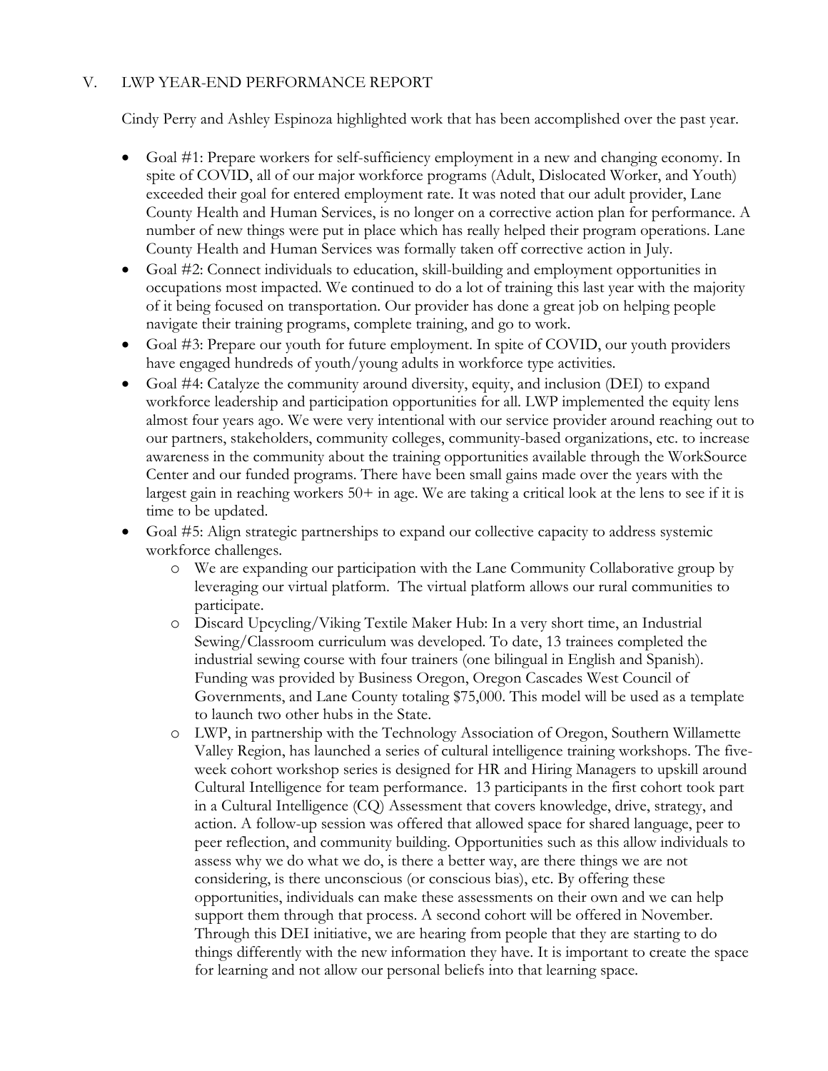## V. LWP YEAR-END PERFORMANCE REPORT

Cindy Perry and Ashley Espinoza highlighted work that has been accomplished over the past year.

- Goal #1: Prepare workers for self-sufficiency employment in a new and changing economy. In spite of COVID, all of our major workforce programs (Adult, Dislocated Worker, and Youth) exceeded their goal for entered employment rate. It was noted that our adult provider, Lane County Health and Human Services, is no longer on a corrective action plan for performance. A number of new things were put in place which has really helped their program operations. Lane County Health and Human Services was formally taken off corrective action in July.
- Goal #2: Connect individuals to education, skill-building and employment opportunities in occupations most impacted. We continued to do a lot of training this last year with the majority of it being focused on transportation. Our provider has done a great job on helping people navigate their training programs, complete training, and go to work.
- Goal #3: Prepare our youth for future employment. In spite of COVID, our youth providers have engaged hundreds of youth/young adults in workforce type activities.
- Goal #4: Catalyze the community around diversity, equity, and inclusion (DEI) to expand workforce leadership and participation opportunities for all. LWP implemented the equity lens almost four years ago. We were very intentional with our service provider around reaching out to our partners, stakeholders, community colleges, community-based organizations, etc. to increase awareness in the community about the training opportunities available through the WorkSource Center and our funded programs. There have been small gains made over the years with the largest gain in reaching workers 50+ in age. We are taking a critical look at the lens to see if it is time to be updated.
- Goal #5: Align strategic partnerships to expand our collective capacity to address systemic workforce challenges.
  - We are expanding our participation with the Lane Community Collaborative group by leveraging our virtual platform. The virtual platform allows our rural communities to participate.
  - Discard Upcycling/Viking Textile Maker Hub: In a very short time, an Industrial Sewing/Classroom curriculum was developed. To date, 13 trainees completed the industrial sewing course with four trainers (one bilingual in English and Spanish). Funding was provided by Business Oregon, Oregon Cascades West Council of Governments, and Lane County totaling $75,000. This model will be used as a template to launch two other hubs in the State.
  - LWP, in partnership with the Technology Association of Oregon, Southern Willamette Valley Region, has launched a series of cultural intelligence training workshops. The five-week cohort workshop series is designed for HR and Hiring Managers to upskill around Cultural Intelligence for team performance. 13 participants in the first cohort took part in a Cultural Intelligence (CQ) Assessment that covers knowledge, drive, strategy, and action. A follow-up session was offered that allowed space for shared language, peer to peer reflection, and community building. Opportunities such as this allow individuals to assess why we do what we do, is there a better way, are there things we are not considering, is there unconscious (or conscious bias), etc. By offering these opportunities, individuals can make these assessments on their own and we can help support them through that process. A second cohort will be offered in November. Through this DEI initiative, we are hearing from people that they are starting to do things differently with the new information they have. It is important to create the space for learning and not allow our personal beliefs into that learning space.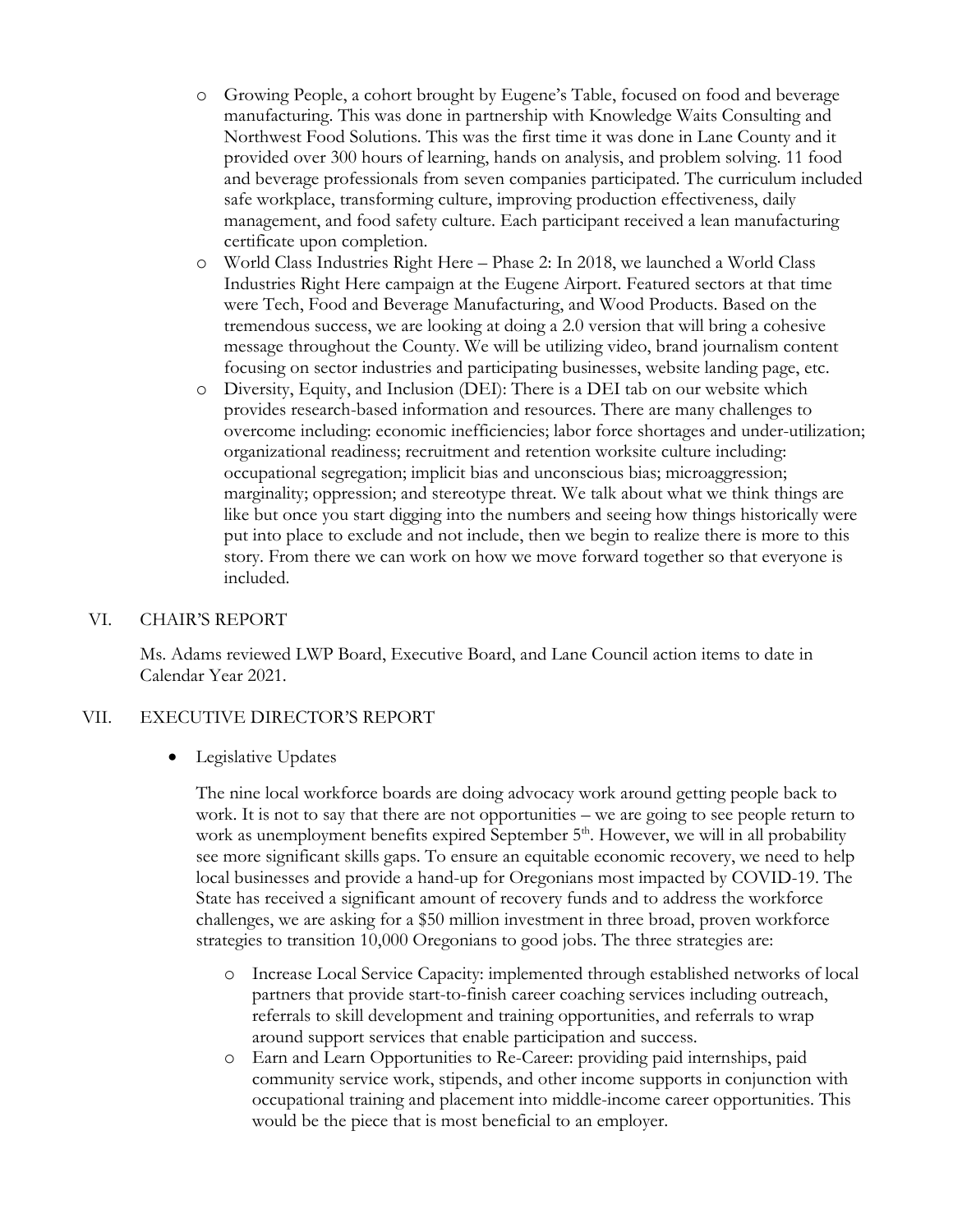- Growing People, a cohort brought by Eugene's Table, focused on food and beverage manufacturing. This was done in partnership with Knowledge Waits Consulting and Northwest Food Solutions. This was the first time it was done in Lane County and it provided over 300 hours of learning, hands on analysis, and problem solving. 11 food and beverage professionals from seven companies participated. The curriculum included safe workplace, transforming culture, improving production effectiveness, daily management, and food safety culture. Each participant received a lean manufacturing certificate upon completion.
- World Class Industries Right Here – Phase 2: In 2018, we launched a World Class Industries Right Here campaign at the Eugene Airport. Featured sectors at that time were Tech, Food and Beverage Manufacturing, and Wood Products. Based on the tremendous success, we are looking at doing a 2.0 version that will bring a cohesive message throughout the County. We will be utilizing video, brand journalism content focusing on sector industries and participating businesses, website landing page, etc.
- Diversity, Equity, and Inclusion (DEI): There is a DEI tab on our website which provides research-based information and resources. There are many challenges to overcome including: economic inefficiencies; labor force shortages and under-utilization; organizational readiness; recruitment and retention worksite culture including: occupational segregation; implicit bias and unconscious bias; microaggression; marginality; oppression; and stereotype threat. We talk about what we think things are like but once you start digging into the numbers and seeing how things historically were put into place to exclude and not include, then we begin to realize there is more to this story. From there we can work on how we move forward together so that everyone is included.

## VI. CHAIR'S REPORT

Ms. Adams reviewed LWP Board, Executive Board, and Lane Council action items to date in Calendar Year 2021.

## VII. EXECUTIVE DIRECTOR'S REPORT

- Legislative Updates

  The nine local workforce boards are doing advocacy work around getting people back to work. It is not to say that there are not opportunities – we are going to see people return to work as unemployment benefits expired September 5th. However, we will in all probability see more significant skills gaps. To ensure an equitable economic recovery, we need to help local businesses and provide a hand-up for Oregonians most impacted by COVID-19. The State has received a significant amount of recovery funds and to address the workforce challenges, we are asking for a $50 million investment in three broad, proven workforce strategies to transition 10,000 Oregonians to good jobs. The three strategies are:

  - Increase Local Service Capacity: implemented through established networks of local partners that provide start-to-finish career coaching services including outreach, referrals to skill development and training opportunities, and referrals to wrap around support services that enable participation and success.
  - Earn and Learn Opportunities to Re-Career: providing paid internships, paid community service work, stipends, and other income supports in conjunction with occupational training and placement into middle-income career opportunities. This would be the piece that is most beneficial to an employer.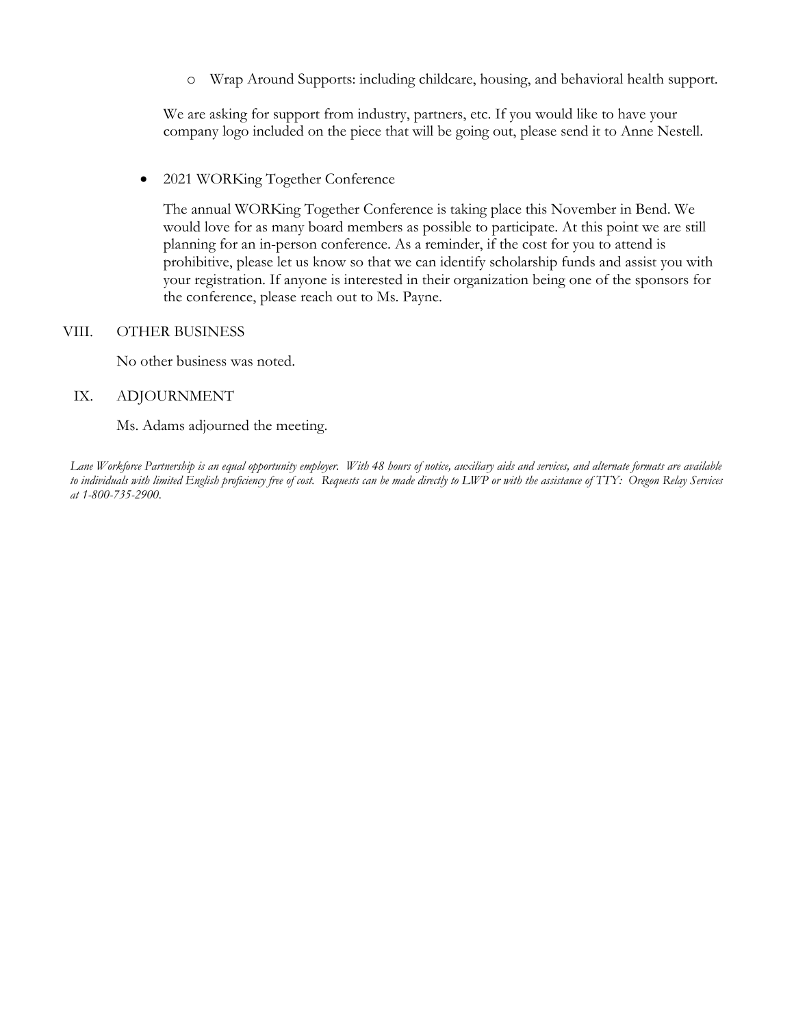- Wrap Around Supports: including childcare, housing, and behavioral health support.

  We are asking for support from industry, partners, etc. If you would like to have your company logo included on the piece that will be going out, please send it to Anne Nestell.

- 2021 WORKing Together Conference

  The annual WORKing Together Conference is taking place this November in Bend. We would love for as many board members as possible to participate. At this point we are still planning for an in-person conference. As a reminder, if the cost for you to attend is prohibitive, please let us know so that we can identify scholarship funds and assist you with your registration. If anyone is interested in their organization being one of the sponsors for the conference, please reach out to Ms. Payne.

## VIII. OTHER BUSINESS

No other business was noted.

## IX. ADJOURNMENT

Ms. Adams adjourned the meeting.

*Lane Workforce Partnership is an equal opportunity employer. With 48 hours of notice, auxiliary aids and services, and alternate formats are available to individuals with limited English proficiency free of cost. Requests can be made directly to LWP or with the assistance of TTY: Oregon Relay Services at 1-800-735-2900.*